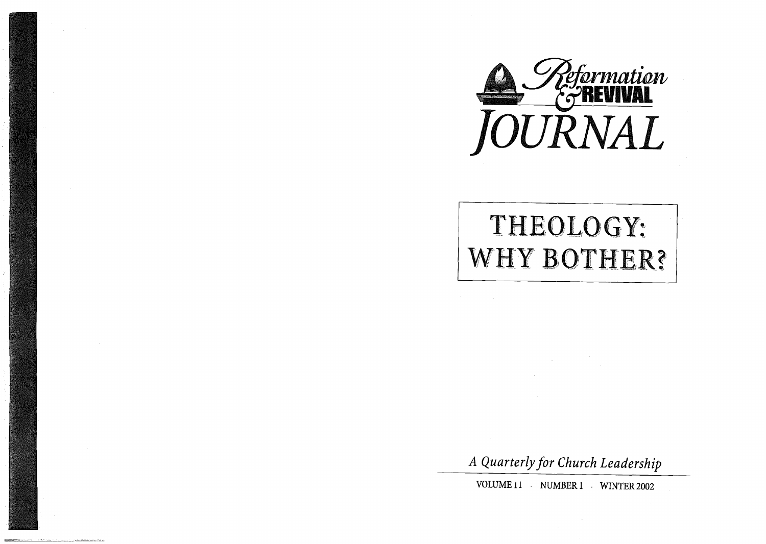# Reformation & REVIVAL JOURNAL

## THEOLOGY: WHY BOTHER?

*A Quarterly for Church Leadership*

VOLUME 11 · NUMBER 1 · WINTER 2002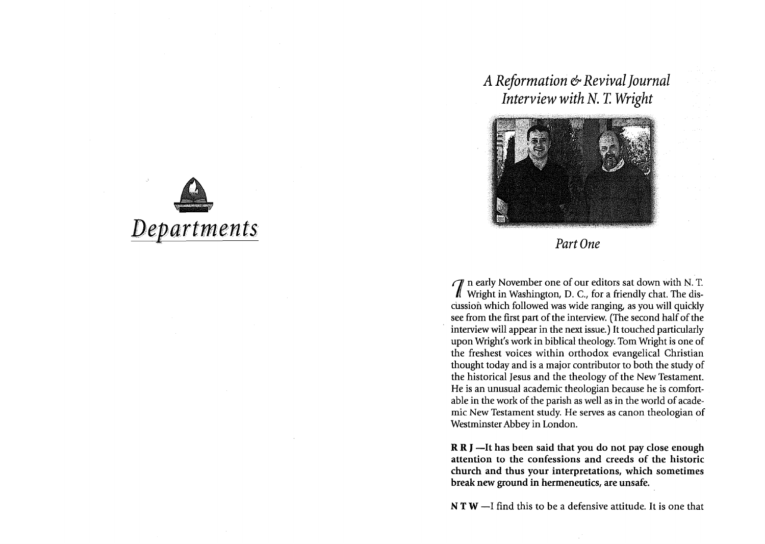# *Departments*

## *A Reformation & Revival Journal Interview with N. T. Wright*

*Part One*

In early November one of our editors sat down with N. T. Wright in Washington, D. C., for a friendly chat. The discussion which followed was wide ranging, as you will quickly see from the first part of the interview. (The second half of the interview will appear in the next issue.) It touched particularly upon Wright's work in biblical theology. Tom Wright is one of the freshest voices within orthodox evangelical Christian thought today and is a major contributor to both the study of the historical Jesus and the theology of the New Testament. He is an unusual academic theologian because he is comfortable in the work of the parish as well as in the world of academic New Testament study. He serves as canon theologian of Westminster Abbey in London.

**R R J —It has been said that you do not pay close enough attention to the confessions and creeds of the historic church and thus your interpretations, which sometimes break new ground in hermeneutics, are unsafe.**

**N T W** —I find this to be a defensive attitude. It is one that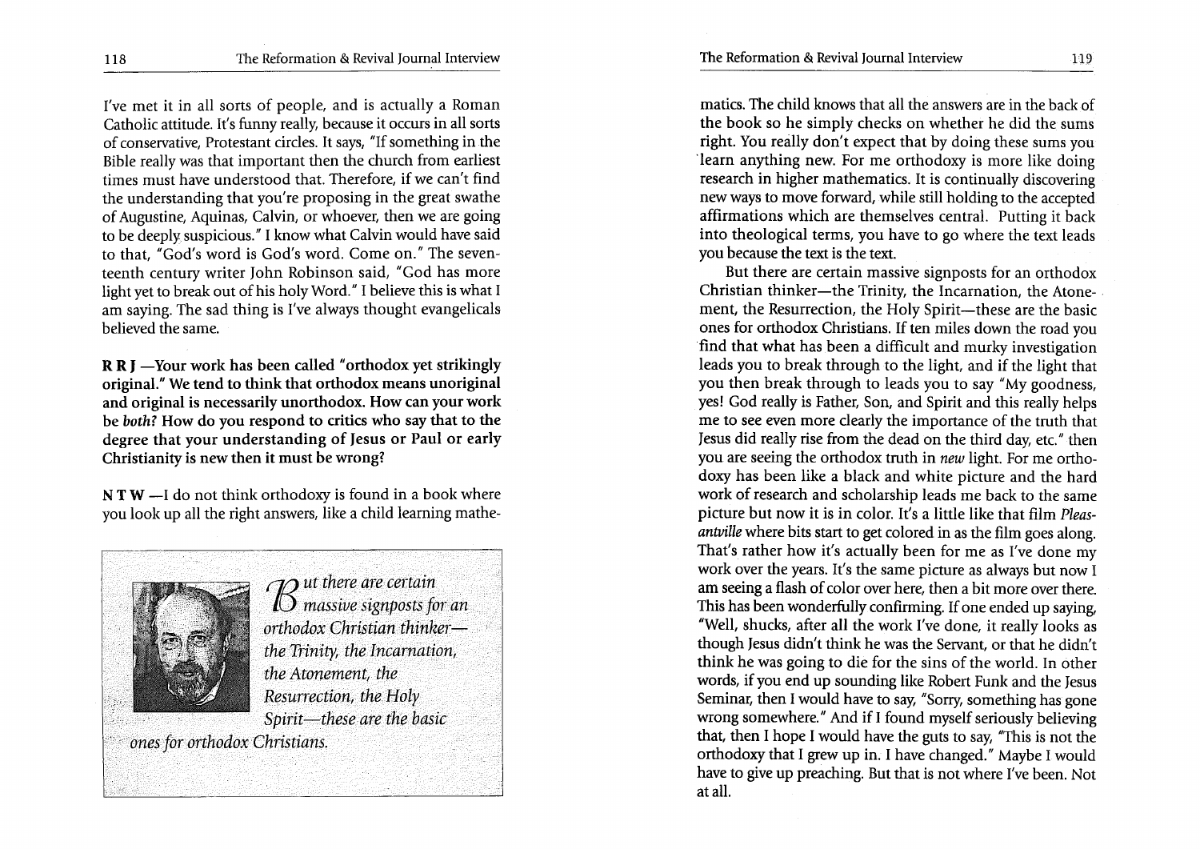I've met it in all sorts of people, and is actually a Roman Catholic attitude. It's funny really, because it occurs in all sorts of conservative, Protestant circles. It says, "If something in the Bible really was that important then the church from earliest times must have understood that. Therefore, if we can't find the understanding that you're proposing in the great swathe of Augustine, Aquinas, Calvin, or whoever, then we are going to be deeply suspicious." I know what Calvin would have said to that, "God's word is God's word. Come on." The seventeenth century writer John Robinson said, "God has more light yet to break out of his holy Word." I believe this is what I am saying. The sad thing is I've always thought evangelicals believed the same.

**R R J —Your work has been called "orthodox yet strikingly original." We tend to think that orthodox means unoriginal and original is necessarily unorthodox. How can your work be *both?* How do you respond to critics who say that to the degree that your understanding of Jesus or Paul or early Christianity is new then it must be wrong?**

**N T W** —I do not think orthodoxy is found in a book where you look up all the right answers, like a child learning mathematics. The child knows that all the answers are in the back of the book so he simply checks on whether he did the sums right. You really don't expect that by doing these sums you learn anything new. For me orthodoxy is more like doing research in higher mathematics. It is continually discovering new ways to move forward, while still holding to the accepted affirmations which are themselves central. Putting it back into theological terms, you have to go where the text leads you because the text is the text.

> *But there are certain massive signposts for an orthodox Christian thinker—the Trinity, the Incarnation, the Atonement, the Resurrection, the Holy Spirit—these are the basic ones for orthodox Christians.*

But there are certain massive signposts for an orthodox Christian thinker—the Trinity, the Incarnation, the Atonement, the Resurrection, the Holy Spirit—these are the basic ones for orthodox Christians. If ten miles down the road you find that what has been a difficult and murky investigation leads you to break through to the light, and if the light that you then break through to leads you to say "My goodness, yes! God really is Father, Son, and Spirit and this really helps me to see even more clearly the importance of the truth that Jesus did really rise from the dead on the third day, etc." then you are seeing the orthodox truth in *new* light. For me orthodoxy has been like a black and white picture and the hard work of research and scholarship leads me back to the same picture but now it is in color. It's a little like that film *Pleasantville* where bits start to get colored in as the film goes along. That's rather how it's actually been for me as I've done my work over the years. It's the same picture as always but now I am seeing a flash of color over here, then a bit more over there. This has been wonderfully confirming. If one ended up saying, "Well, shucks, after all the work I've done, it really looks as though Jesus didn't think he was the Servant, or that he didn't think he was going to die for the sins of the world. In other words, if you end up sounding like Robert Funk and the Jesus Seminar, then I would have to say, "Sorry, something has gone wrong somewhere." And if I found myself seriously believing that, then I hope I would have the guts to say, "This is not the orthodoxy that I grew up in. I have changed." Maybe I would have to give up preaching. But that is not where I've been. Not at all.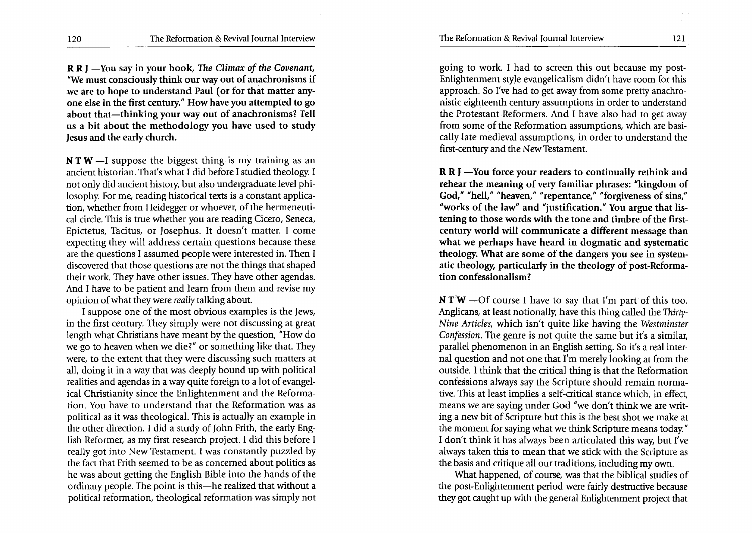**R R J —You say in your book, *The Climax of the Covenant*, "We must consciously think our way out of anachronisms if we are to hope to understand Paul (or for that matter anyone else in the first century." How have you attempted to go about that—thinking your way out of anachronisms? Tell us a bit about the methodology you have used to study Jesus and the early church.**

**N T W** —I suppose the biggest thing is my training as an ancient historian. That's what I did before I studied theology. I not only did ancient history, but also undergraduate level philosophy. For me, reading historical texts is a constant application, whether from Heidegger or whoever, of the hermeneutical circle. This is true whether you are reading Cicero, Seneca, Epictetus, Tacitus, or Josephus. It doesn't matter. I come expecting they will address certain questions because these are the questions I assumed people were interested in. Then I discovered that those questions are not the things that shaped their work. They have other issues. They have other agendas. And I have to be patient and learn from them and revise my opinion of what they were *really* talking about.

I suppose one of the most obvious examples is the Jews, in the first century. They simply were not discussing at great length what Christians have meant by the question, "How do we go to heaven when we die?" or something like that. They were, to the extent that they were discussing such matters at all, doing it in a way that was deeply bound up with political realities and agendas in a way quite foreign to a lot of evangelical Christianity since the Enlightenment and the Reformation. You have to understand that the Reformation was as political as it was theological. This is actually an example in the other direction. I did a study of John Frith, the early English Reformer, as my first research project. I did this before I really got into New Testament. I was constantly puzzled by the fact that Frith seemed to be as concerned about politics as he was about getting the English Bible into the hands of the ordinary people. The point is this—he realized that without a political reformation, theological reformation was simply not going to work. I had to screen this out because my post-Enlightenment style evangelicalism didn't have room for this approach. So I've had to get away from some pretty anachronistic eighteenth century assumptions in order to understand the Protestant Reformers. And I have also had to get away from some of the Reformation assumptions, which are basically late medieval assumptions, in order to understand the first-century and the New Testament.

**R R J —You force your readers to continually rethink and rehear the meaning of very familiar phrases: "kingdom of God," "hell," "heaven," "repentance," "forgiveness of sins," "works of the law" and "justification." You argue that listening to those words with the tone and timbre of the first-century world will communicate a different message than what we perhaps have heard in dogmatic and systematic theology. What are some of the dangers you see in systematic theology, particularly in the theology of post-Reformation confessionalism?**

**N T W** —Of course I have to say that I'm part of this too. Anglicans, at least notionally, have this thing called the *Thirty-Nine Articles*, which isn't quite like having the *Westminster Confession*. The genre is not quite the same but it's a similar, parallel phenomenon in an English setting. So it's a real internal question and not one that I'm merely looking at from the outside. I think that the critical thing is that the Reformation confessions always say the Scripture should remain normative. This at least implies a self-critical stance which, in effect, means we are saying under God "we don't think we are writing a new bit of Scripture but this is the best shot we make at the moment for saying what we think Scripture means today." I don't think it has always been articulated this way, but I've always taken this to mean that we stick with the Scripture as the basis and critique all our traditions, including my own.

What happened, of course, was that the biblical studies of the post-Enlightenment period were fairly destructive because they got caught up with the general Enlightenment project that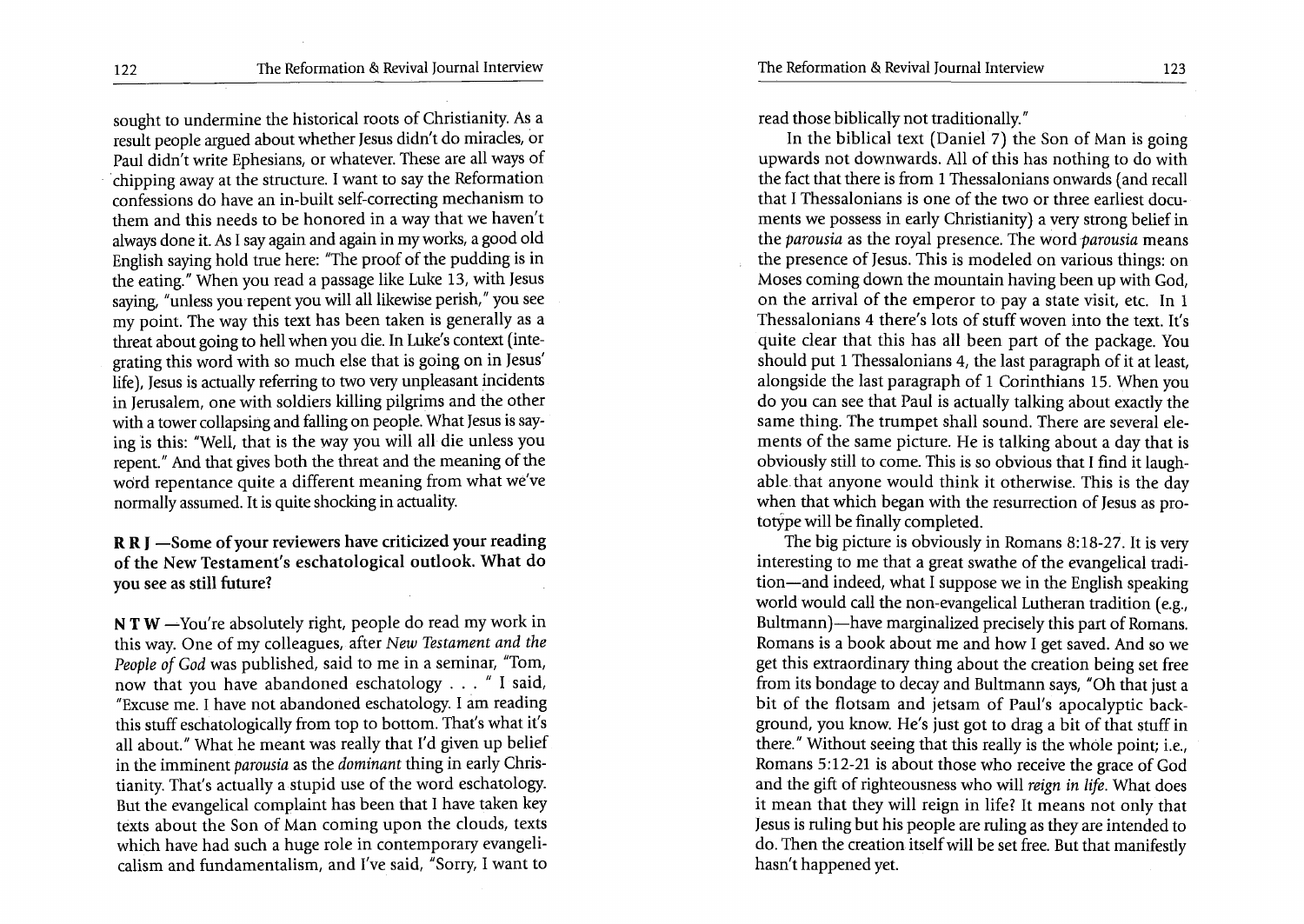sought to undermine the historical roots of Christianity. As a result people argued about whether Jesus didn't do miracles, or Paul didn't write Ephesians, or whatever. These are all ways of chipping away at the structure. I want to say the Reformation confessions do have an in-built self-correcting mechanism to them and this needs to be honored in a way that we haven't always done it. As I say again and again in my works, a good old English saying hold true here: "The proof of the pudding is in the eating." When you read a passage like Luke 13, with Jesus saying, "unless you repent you will all likewise perish," you see my point. The way this text has been taken is generally as a threat about going to hell when you die. In Luke's context (integrating this word with so much else that is going on in Jesus' life), Jesus is actually referring to two very unpleasant incidents in Jerusalem, one with soldiers killing pilgrims and the other with a tower collapsing and falling on people. What Jesus is saying is this: "Well, that is the way you will all die unless you repent." And that gives both the threat and the meaning of the word repentance quite a different meaning from what we've normally assumed. It is quite shocking in actuality.

**R R J —Some of your reviewers have criticized your reading of the New Testament's eschatological outlook. What do you see as still future?**

**N T W** —You're absolutely right, people do read my work in this way. One of my colleagues, after *New Testament and the People of God* was published, said to me in a seminar, "Tom, now that you have abandoned eschatology . . . " I said, "Excuse me. I have not abandoned eschatology. I am reading this stuff eschatologically from top to bottom. That's what it's all about." What he meant was really that I'd given up belief in the imminent *parousia* as the *dominant* thing in early Christianity. That's actually a stupid use of the word eschatology. But the evangelical complaint has been that I have taken key texts about the Son of Man coming upon the clouds, texts which have had such a huge role in contemporary evangelicalism and fundamentalism, and I've said, "Sorry, I want to read those biblically not traditionally."

In the biblical text (Daniel 7) the Son of Man is going upwards not downwards. All of this has nothing to do with the fact that there is from 1 Thessalonians onwards (and recall that I Thessalonians is one of the two or three earliest documents we possess in early Christianity) a very strong belief in the *parousia* as the royal presence. The word *parousia* means the presence of Jesus. This is modeled on various things: on Moses coming down the mountain having been up with God, on the arrival of the emperor to pay a state visit, etc. In 1 Thessalonians 4 there's lots of stuff woven into the text. It's quite clear that this has all been part of the package. You should put 1 Thessalonians 4, the last paragraph of it at least, alongside the last paragraph of 1 Corinthians 15. When you do you can see that Paul is actually talking about exactly the same thing. The trumpet shall sound. There are several elements of the same picture. He is talking about a day that is obviously still to come. This is so obvious that I find it laughable that anyone would think it otherwise. This is the day when that which began with the resurrection of Jesus as prototype will be finally completed.

The big picture is obviously in Romans 8:18-27. It is very interesting to me that a great swathe of the evangelical tradition—and indeed, what I suppose we in the English speaking world would call the non-evangelical Lutheran tradition (e.g., Bultmann)—have marginalized precisely this part of Romans. Romans is a book about me and how I get saved. And so we get this extraordinary thing about the creation being set free from its bondage to decay and Bultmann says, "Oh that just a bit of the flotsam and jetsam of Paul's apocalyptic background, you know. He's just got to drag a bit of that stuff in there." Without seeing that this really is the whole point; i.e., Romans 5:12-21 is about those who receive the grace of God and the gift of righteousness who will *reign in life*. What does it mean that they will reign in life? It means not only that Jesus is ruling but his people are ruling as they are intended to do. Then the creation itself will be set free. But that manifestly hasn't happened yet.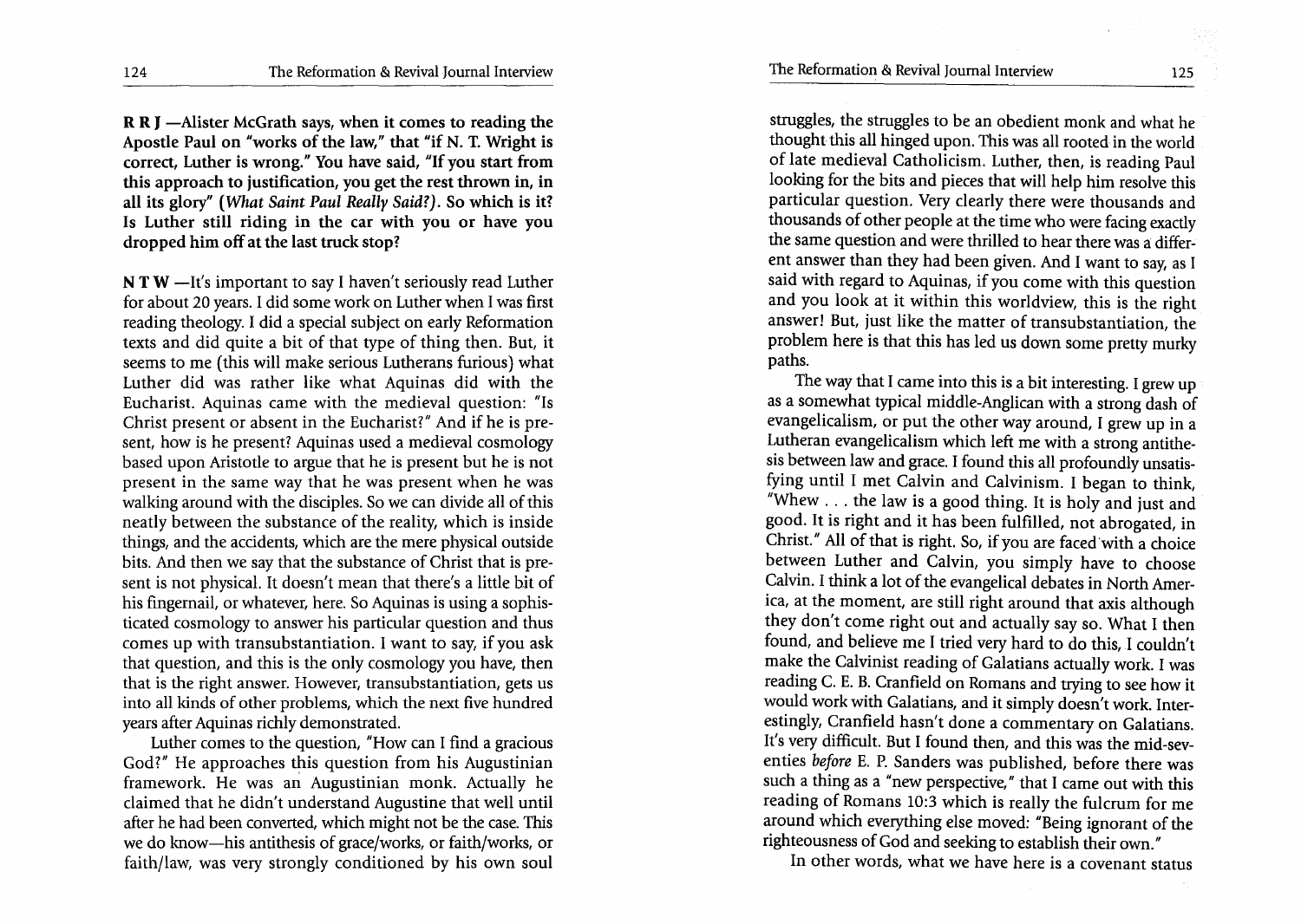**R R J —Alister McGrath says, when it comes to reading the Apostle Paul on "works of the law," that "if N. T. Wright is correct, Luther is wrong." You have said, "If you start from this approach to justification, you get the rest thrown in, in all its glory" (*What Saint Paul Really Said?*). So which is it? Is Luther still riding in the car with you or have you dropped him off at the last truck stop?**

**N T W** —It's important to say I haven't seriously read Luther for about 20 years. I did some work on Luther when I was first reading theology. I did a special subject on early Reformation texts and did quite a bit of that type of thing then. But, it seems to me (this will make serious Lutherans furious) what Luther did was rather like what Aquinas did with the Eucharist. Aquinas came with the medieval question: "Is Christ present or absent in the Eucharist?" And if he is present, how is he present? Aquinas used a medieval cosmology based upon Aristotle to argue that he is present but he is not present in the same way that he was present when he was walking around with the disciples. So we can divide all of this neatly between the substance of the reality, which is inside things, and the accidents, which are the mere physical outside bits. And then we say that the substance of Christ that is present is not physical. It doesn't mean that there's a little bit of his fingernail, or whatever, here. So Aquinas is using a sophisticated cosmology to answer his particular question and thus comes up with transubstantiation. I want to say, if you ask that question, and this is the only cosmology you have, then that is the right answer. However, transubstantiation, gets us into all kinds of other problems, which the next five hundred years after Aquinas richly demonstrated.

Luther comes to the question, "How can I find a gracious God?" He approaches this question from his Augustinian framework. He was an Augustinian monk. Actually he claimed that he didn't understand Augustine that well until after he had been converted, which might not be the case. This we do know—his antithesis of grace/works, or faith/works, or faith/law, was very strongly conditioned by his own soul struggles, the struggles to be an obedient monk and what he thought this all hinged upon. This was all rooted in the world of late medieval Catholicism. Luther, then, is reading Paul looking for the bits and pieces that will help him resolve this particular question. Very clearly there were thousands and thousands of other people at the time who were facing exactly the same question and were thrilled to hear there was a different answer than they had been given. And I want to say, as I said with regard to Aquinas, if you come with this question and you look at it within this worldview, this is the right answer! But, just like the matter of transubstantiation, the problem here is that this has led us down some pretty murky paths.

The way that I came into this is a bit interesting. I grew up as a somewhat typical middle-Anglican with a strong dash of evangelicalism, or put the other way around, I grew up in a Lutheran evangelicalism which left me with a strong antithesis between law and grace. I found this all profoundly unsatisfying until I met Calvin and Calvinism. I began to think, "Whew . . . the law is a good thing. It is holy and just and good. It is right and it has been fulfilled, not abrogated, in Christ." All of that is right. So, if you are faced with a choice between Luther and Calvin, you simply have to choose Calvin. I think a lot of the evangelical debates in North America, at the moment, are still right around that axis although they don't come right out and actually say so. What I then found, and believe me I tried very hard to do this, I couldn't make the Calvinist reading of Galatians actually work. I was reading C. E. B. Cranfield on Romans and trying to see how it would work with Galatians, and it simply doesn't work. Interestingly, Cranfield hasn't done a commentary on Galatians. It's very difficult. But I found then, and this was the mid-seventies *before* E. P. Sanders was published, before there was such a thing as a "new perspective," that I came out with this reading of Romans 10:3 which is really the fulcrum for me around which everything else moved: "Being ignorant of the righteousness of God and seeking to establish their own."

In other words, what we have here is a covenant status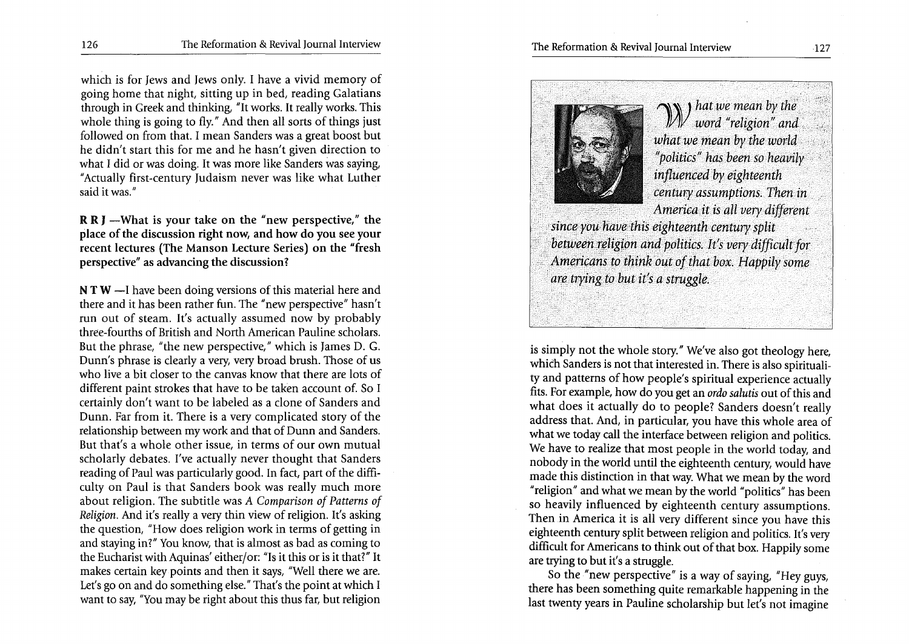which is for Jews and Jews only. I have a vivid memory of going home that night, sitting up in bed, reading Galatians through in Greek and thinking, "It works. It really works. This whole thing is going to fly." And then all sorts of things just followed on from that. I mean Sanders was a great boost but he didn't start this for me and he hasn't given direction to what I did or was doing. It was more like Sanders was saying, "Actually first-century Judaism never was like what Luther said it was."

**R R J —What is your take on the "new perspective," the place of the discussion right now, and how do you see your recent lectures (The Manson Lecture Series) on the "fresh perspective" as advancing the discussion?**

**N T W** —I have been doing versions of this material here and there and it has been rather fun. The "new perspective" hasn't run out of steam. It's actually assumed now by probably three-fourths of British and North American Pauline scholars. But the phrase, "the new perspective," which is James D. G. Dunn's phrase is clearly a very, very broad brush. Those of us who live a bit closer to the canvas know that there are lots of different paint strokes that have to be taken account of. So I certainly don't want to be labeled as a clone of Sanders and Dunn. Far from it. There is a very complicated story of the relationship between my work and that of Dunn and Sanders. But that's a whole other issue, in terms of our own mutual scholarly debates. I've actually never thought that Sanders reading of Paul was particularly good. In fact, part of the difficulty on Paul is that Sanders book was really much more about religion. The subtitle was *A Comparison of Patterns of Religion*. And it's really a very thin view of religion. It's asking the question, "How does religion work in terms of getting in and staying in?" You know, that is almost as bad as coming to the Eucharist with Aquinas' either/or: "Is it this or is it that?" It makes certain key points and then it says, "Well there we are. Let's go on and do something else." That's the point at which I want to say, "You may be right about this thus far, but religion is simply not the whole story." We've also got theology here, which Sanders is not that interested in. There is also spirituality and patterns of how people's spiritual experience actually fits. For example, how do you get an *ordo salutis* out of this and what does it actually do to people? Sanders doesn't really address that. And, in particular, you have this whole area of what we today call the interface between religion and politics. We have to realize that most people in the world today, and nobody in the world until the eighteenth century, would have made this distinction in that way. What we mean by the word "religion" and what we mean by the world "politics" has been so heavily influenced by eighteenth century assumptions. Then in America it is all very different since you have this eighteenth century split between religion and politics. It's very difficult for Americans to think out of that box. Happily some are trying to but it's a struggle.

> *What we mean by the word "religion" and what we mean by the world "politics" has been so heavily influenced by eighteenth century assumptions. Then in America it is all very different since you have this eighteenth century split between religion and politics. It's very difficult for Americans to think out of that box. Happily some are trying to but it's a struggle.*

So the "new perspective" is a way of saying, "Hey guys, there has been something quite remarkable happening in the last twenty years in Pauline scholarship but let's not imagine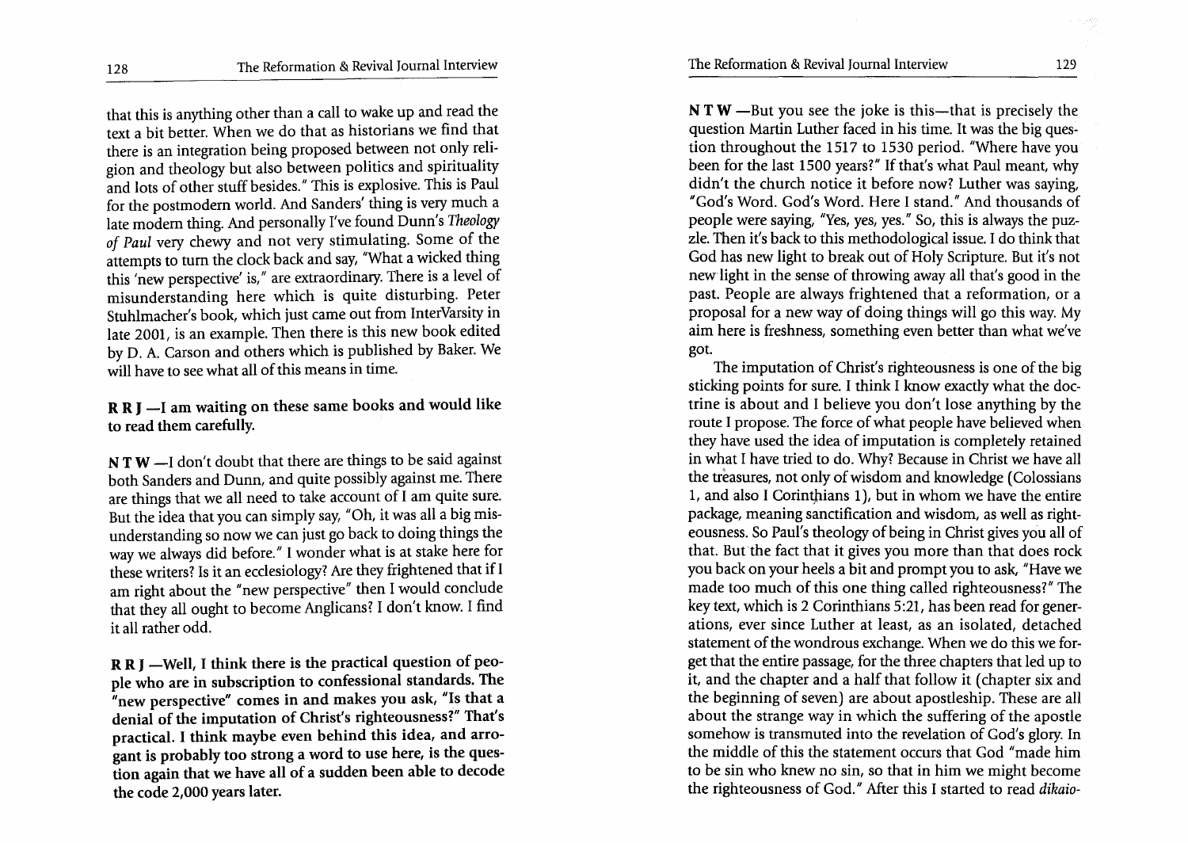that this is anything other than a call to wake up and read the text a bit better. When we do that as historians we find that there is an integration being proposed between not only religion and theology but also between politics and spirituality and lots of other stuff besides." This is explosive. This is Paul for the postmodern world. And Sanders' thing is very much a late modern thing. And personally I've found Dunn's *Theology of Paul* very chewy and not very stimulating. Some of the attempts to turn the clock back and say, "What a wicked thing this 'new perspective' is," are extraordinary. There is a level of misunderstanding here which is quite disturbing. Peter Stuhlmacher's book, which just came out from InterVarsity in late 2001, is an example. Then there is this new book edited by D. A. Carson and others which is published by Baker. We will have to see what all of this means in time.

**R R J —I am waiting on these same books and would like to read them carefully.**

**N T W** —I don't doubt that there are things to be said against both Sanders and Dunn, and quite possibly against me. There are things that we all need to take account of I am quite sure. But the idea that you can simply say, "Oh, it was all a big misunderstanding so now we can just go back to doing things the way we always did before." I wonder what is at stake here for these writers? Is it an ecclesiology? Are they frightened that if I am right about the "new perspective" then I would conclude that they all ought to become Anglicans? I don't know. I find it all rather odd.

**R R J —Well, I think there is the practical question of people who are in subscription to confessional standards. The "new perspective" comes in and makes you ask, "Is that a denial of the imputation of Christ's righteousness?" That's practical. I think maybe even behind this idea, and arrogant is probably too strong a word to use here, is the question again that we have all of a sudden been able to decode the code 2,000 years later.**

**N T W** —But you see the joke is this—that is precisely the question Martin Luther faced in his time. It was the big question throughout the 1517 to 1530 period. "Where have you been for the last 1500 years?" If that's what Paul meant, why didn't the church notice it before now? Luther was saying, "God's Word. God's Word. Here I stand." And thousands of people were saying, "Yes, yes, yes." So, this is always the puzzle. Then it's back to this methodological issue. I do think that God has new light to break out of Holy Scripture. But it's not new light in the sense of throwing away all that's good in the past. People are always frightened that a reformation, or a proposal for a new way of doing things will go this way. My aim here is freshness, something even better than what we've got.

The imputation of Christ's righteousness is one of the big sticking points for sure. I think I know exactly what the doctrine is about and I believe you don't lose anything by the route I propose. The force of what people have believed when they have used the idea of imputation is completely retained in what I have tried to do. Why? Because in Christ we have all the treasures, not only of wisdom and knowledge (Colossians 1, and also I Corinthians 1), but in whom we have the entire package, meaning sanctification and wisdom, as well as righteousness. So Paul's theology of being in Christ gives you all of that. But the fact that it gives you more than that does rock you back on your heels a bit and prompt you to ask, "Have we made too much of this one thing called righteousness?" The key text, which is 2 Corinthians 5:21, has been read for generations, ever since Luther at least, as an isolated, detached statement of the wondrous exchange. When we do this we forget that the entire passage, for the three chapters that led up to it, and the chapter and a half that follow it (chapter six and the beginning of seven) are about apostleship. These are all about the strange way in which the suffering of the apostle somehow is transmuted into the revelation of God's glory. In the middle of this the statement occurs that God "made him to be sin who knew no sin, so that in him we might become the righteousness of God." After this I started to read *dikaio-*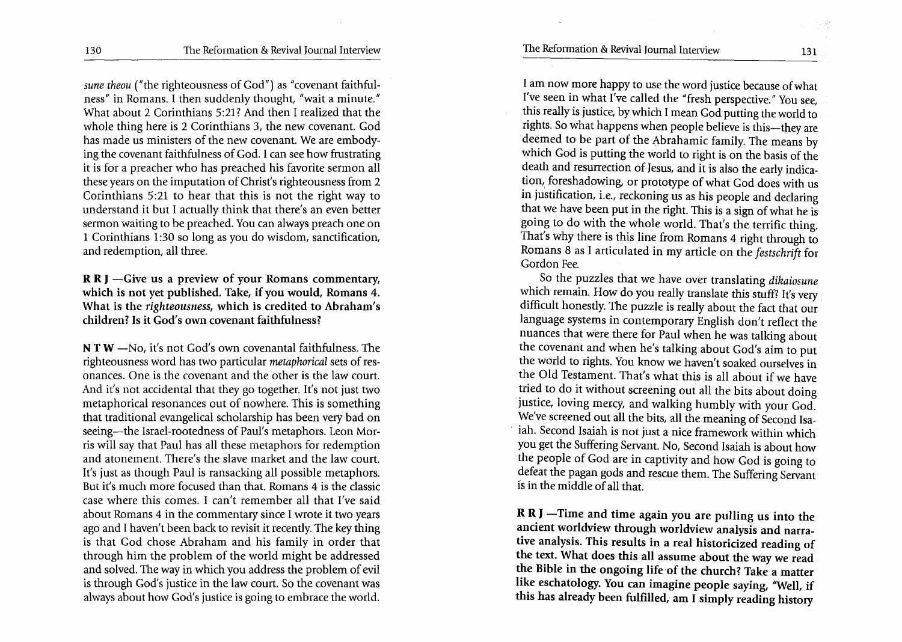*sune theou* ("the righteousness of God") as "covenant faithfulness" in Romans. I then suddenly thought, "wait a minute." What about 2 Corinthians 5:21? And then I realized that the whole thing here is 2 Corinthians 3, the new covenant. God has made us ministers of the new covenant. We are embodying the covenant faithfulness of God. I can see how frustrating it is for a preacher who has preached his favorite sermon all these years on the imputation of Christ's righteousness from 2 Corinthians 5:21 to hear that this is not the right way to understand it but I actually think that there's an even better sermon waiting to be preached. You can always preach one on 1 Corinthians 1:30 so long as you do wisdom, sanctification, and redemption, all three.

**R R J —Give us a preview of your Romans commentary, which is not yet published. Take, if you would, Romans 4. What is the *righteousness*, which is credited to Abraham's children? Is it God's own covenant faithfulness?**

**N T W** —No, it's not God's own covenantal faithfulness. The righteousness word has two particular *metaphorical* sets of resonances. One is the covenant and the other is the law court. And it's not accidental that they go together. It's not just two metaphorical resonances out of nowhere. This is something that traditional evangelical scholarship has been very bad on seeing—the Israel-rootedness of Paul's metaphors. Leon Morris will say that Paul has all these metaphors for redemption and atonement. There's the slave market and the law court. It's just as though Paul is ransacking all possible metaphors. But it's much more focused than that. Romans 4 is the classic case where this comes. I can't remember all that I've said about Romans 4 in the commentary since I wrote it two years ago and I haven't been back to revisit it recently. The key thing is that God chose Abraham and his family in order that through him the problem of the world might be addressed and solved. The way in which you address the problem of evil is through God's justice in the law court. So the covenant was always about how God's justice is going to embrace the world. I am now more happy to use the word justice because of what I've seen in what I've called the "fresh perspective." You see, this really is justice, by which I mean God putting the world to rights. So what happens when people believe is this—they are deemed to be part of the Abrahamic family. The means by which God is putting the world to right is on the basis of the death and resurrection of Jesus, and it is also the early indication, foreshadowing, or prototype of what God does with us in justification, i.e., reckoning us as his people and declaring that we have been put in the right. This is a sign of what he is going to do with the whole world. That's the terrific thing. That's why there is this line from Romans 4 right through to Romans 8 as I articulated in my article on the *festschrift* for Gordon Fee.

So the puzzles that we have over translating *dikaiosune* which remain. How do you really translate this stuff? It's very difficult honestly. The puzzle is really about the fact that our language systems in contemporary English don't reflect the nuances that were there for Paul when he was talking about the covenant and when he's talking about God's aim to put the world to rights. You know we haven't soaked ourselves in the Old Testament. That's what this is all about if we have tried to do it without screening out all the bits about doing justice, loving mercy, and walking humbly with your God. We've screened out all the bits, all the meaning of Second Isaiah. Second Isaiah is not just a nice framework within which you get the Suffering Servant. No, Second Isaiah is about how the people of God are in captivity and how God is going to defeat the pagan gods and rescue them. The Suffering Servant is in the middle of all that.

**R R J —Time and time again you are pulling us into the ancient worldview through worldview analysis and narrative analysis. This results in a real historicized reading of the text. What does this all assume about the way we read the Bible in the ongoing life of the church? Take a matter like eschatology. You can imagine people saying, "Well, if this has already been fulfilled, am I simply reading history**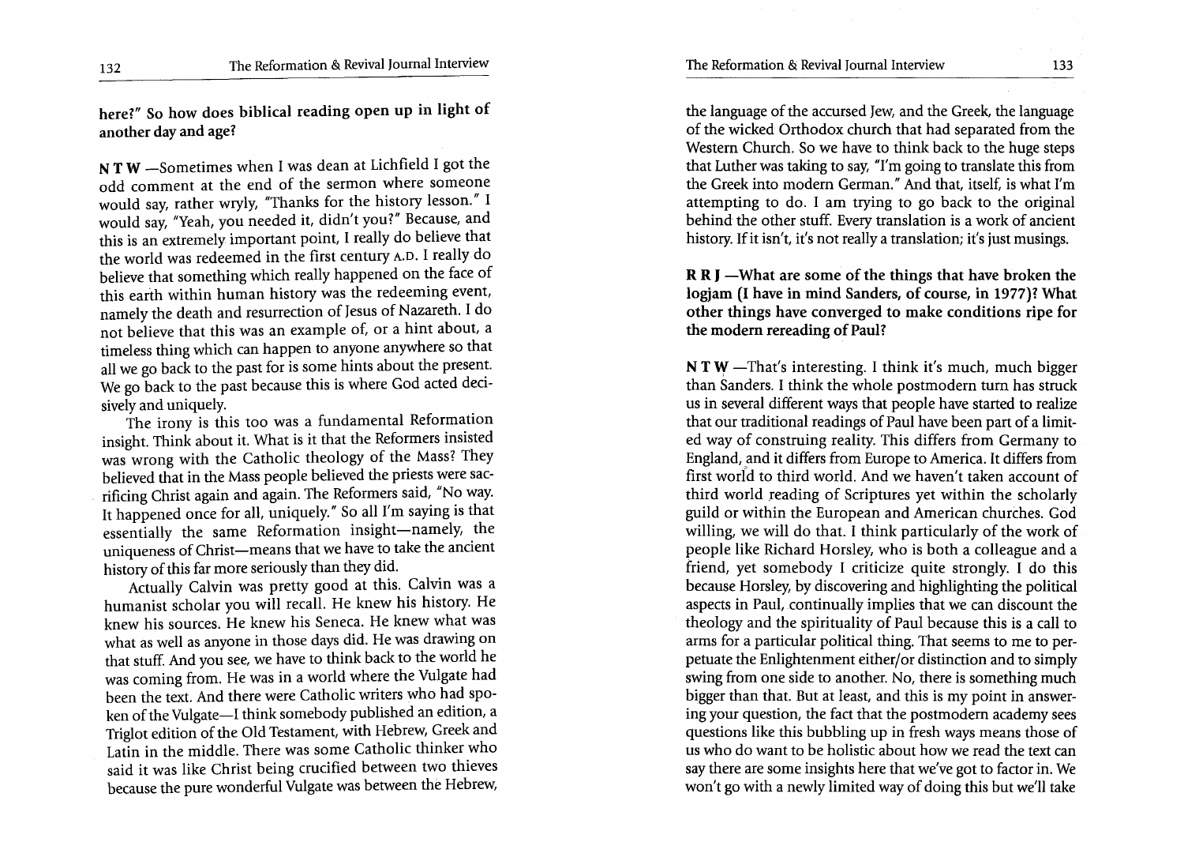**here?" So how does biblical reading open up in light of another day and age?**

N T W —Sometimes when I was dean at Lichfield I got the odd comment at the end of the sermon where someone would say, rather wryly, "Thanks for the history lesson." I would say, "Yeah, you needed it, didn't you?" Because, and this is an extremely important point, I really do believe that the world was redeemed in the first century A.D. I really do believe that something which really happened on the face of this earth within human history was the redeeming event, namely the death and resurrection of Jesus of Nazareth. I do not believe that this was an example of, or a hint about, a timeless thing which can happen to anyone anywhere so that all we go back to the past for is some hints about the present. We go back to the past because this is where God acted decisively and uniquely.

The irony is this too was a fundamental Reformation insight. Think about it. What is it that the Reformers insisted was wrong with the Catholic theology of the Mass? They believed that in the Mass people believed the priests were sacrificing Christ again and again. The Reformers said, "No way. It happened once for all, uniquely." So all I'm saying is that essentially the same Reformation insight—namely, the uniqueness of Christ—means that we have to take the ancient history of this far more seriously than they did.

Actually Calvin was pretty good at this. Calvin was a humanist scholar you will recall. He knew his history. He knew his sources. He knew his Seneca. He knew what was what as well as anyone in those days did. He was drawing on that stuff. And you see, we have to think back to the world he was coming from. He was in a world where the Vulgate had been the text. And there were Catholic writers who had spoken of the Vulgate—I think somebody published an edition, a Triglot edition of the Old Testament, with Hebrew, Greek and Latin in the middle. There was some Catholic thinker who said it was like Christ being crucified between two thieves because the pure wonderful Vulgate was between the Hebrew, the language of the accursed Jew, and the Greek, the language of the wicked Orthodox church that had separated from the Western Church. So we have to think back to the huge steps that Luther was taking to say, "I'm going to translate this from the Greek into modern German." And that, itself, is what I'm attempting to do. I am trying to go back to the original behind the other stuff. Every translation is a work of ancient history. If it isn't, it's not really a translation; it's just musings.

**R R J —What are some of the things that have broken the logjam (I have in mind Sanders, of course, in 1977)? What other things have converged to make conditions ripe for the modern rereading of Paul?**

N T W —That's interesting. I think it's much, much bigger than Sanders. I think the whole postmodern turn has struck us in several different ways that people have started to realize that our traditional readings of Paul have been part of a limited way of construing reality. This differs from Germany to England, and it differs from Europe to America. It differs from first world to third world. And we haven't taken account of third world reading of Scriptures yet within the scholarly guild or within the European and American churches. God willing, we will do that. I think particularly of the work of people like Richard Horsley, who is both a colleague and a friend, yet somebody I criticize quite strongly. I do this because Horsley, by discovering and highlighting the political aspects in Paul, continually implies that we can discount the theology and the spirituality of Paul because this is a call to arms for a particular political thing. That seems to me to perpetuate the Enlightenment either/or distinction and to simply swing from one side to another. No, there is something much bigger than that. But at least, and this is my point in answering your question, the fact that the postmodern academy sees questions like this bubbling up in fresh ways means those of us who do want to be holistic about how we read the text can say there are some insights here that we've got to factor in. We won't go with a newly limited way of doing this but we'll take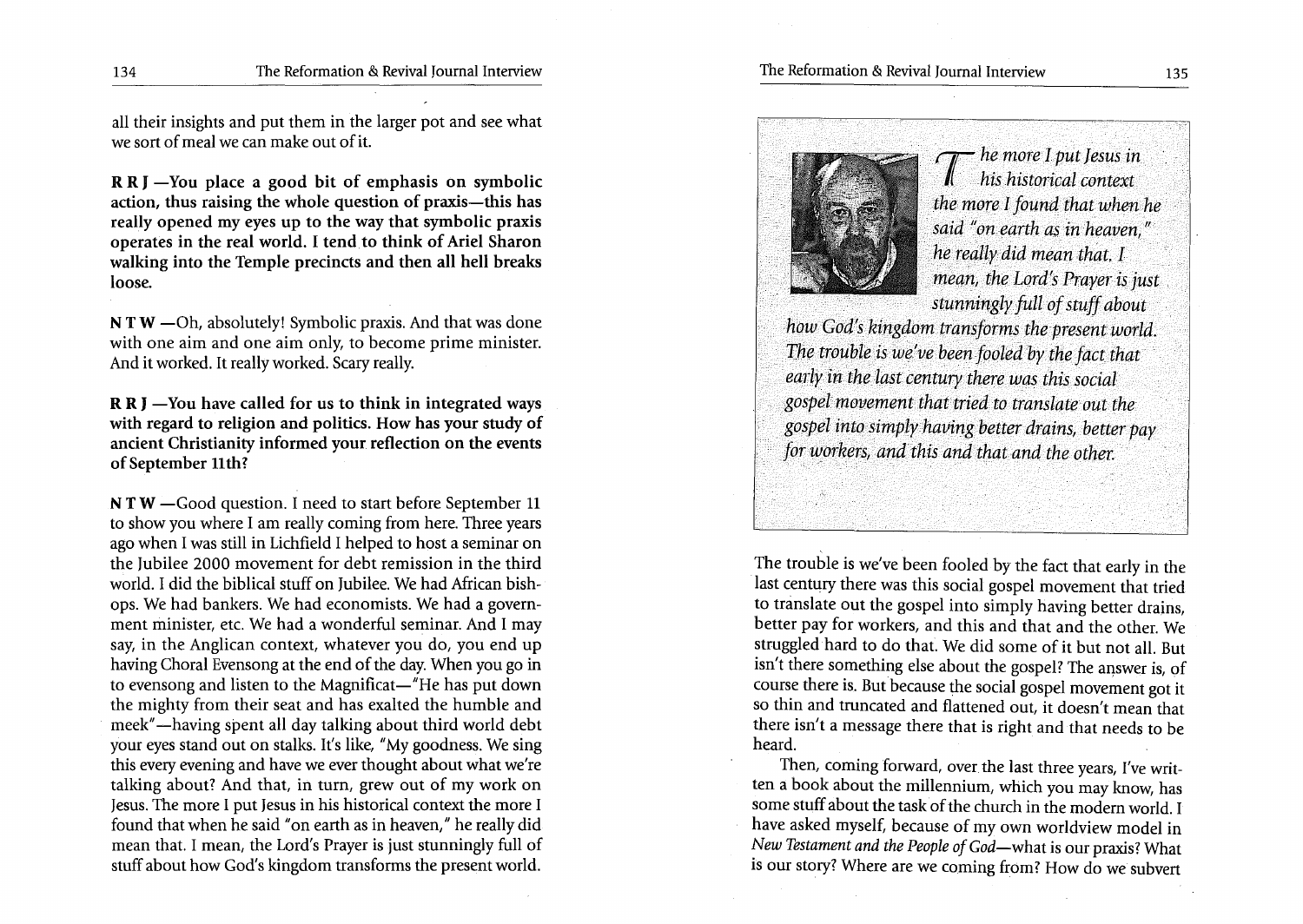all their insights and put them in the larger pot and see what we sort of meal we can make out of it.

**R R J —You place a good bit of emphasis on symbolic action, thus raising the whole question of praxis—this has really opened my eyes up to the way that symbolic praxis operates in the real world. I tend to think of Ariel Sharon walking into the Temple precincts and then all hell breaks loose.**

**N T W** —Oh, absolutely! Symbolic praxis. And that was done with one aim and one aim only, to become prime minister. And it worked. It really worked. Scary really.

**R R J —You have called for us to think in integrated ways with regard to religion and politics. How has your study of ancient Christianity informed your reflection on the events of September 11th?**

**N T W** —Good question. I need to start before September 11 to show you where I am really coming from here. Three years ago when I was still in Lichfield I helped to host a seminar on the Jubilee 2000 movement for debt remission in the third world. I did the biblical stuff on Jubilee. We had African bishops. We had bankers. We had economists. We had a government minister, etc. We had a wonderful seminar. And I may say, in the Anglican context, whatever you do, you end up having Choral Evensong at the end of the day. When you go in to evensong and listen to the Magnificat—"He has put down the mighty from their seat and has exalted the humble and meek"—having spent all day talking about third world debt your eyes stand out on stalks. It's like, "My goodness. We sing this every evening and have we ever thought about what we're talking about? And that, in turn, grew out of my work on Jesus. The more I put Jesus in his historical context the more I found that when he said "on earth as in heaven," he really did mean that. I mean, the Lord's Prayer is just stunningly full of stuff about how God's kingdom transforms the present world.

> *The more I put Jesus in his historical context the more I found that when he said "on earth as in heaven," he really did mean that. I mean, the Lord's Prayer is just stunningly full of stuff about how God's kingdom transforms the present world. The trouble is we've been fooled by the fact that early in the last century there was this social gospel movement that tried to translate out the gospel into simply having better drains, better pay for workers, and this and that and the other.*

The trouble is we've been fooled by the fact that early in the last century there was this social gospel movement that tried to translate out the gospel into simply having better drains, better pay for workers, and this and that and the other. We struggled hard to do that. We did some of it but not all. But isn't there something else about the gospel? The answer is, of course there is. But because the social gospel movement got it so thin and truncated and flattened out, it doesn't mean that there isn't a message there that is right and that needs to be heard.

Then, coming forward, over the last three years, I've written a book about the millennium, which you may know, has some stuff about the task of the church in the modern world. I have asked myself, because of my own worldview model in *New Testament and the People of God*—what is our praxis? What is our story? Where are we coming from? How do we subvert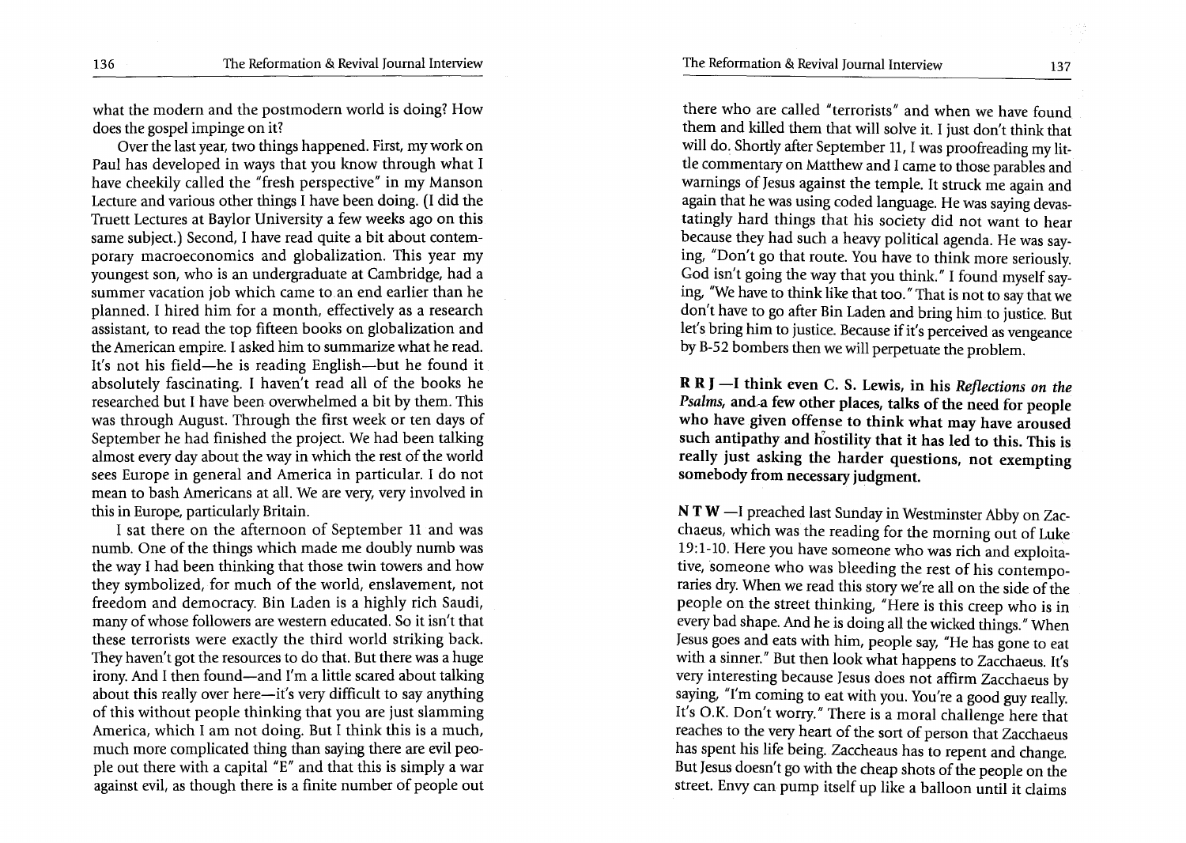what the modern and the postmodern world is doing? How does the gospel impinge on it?

Over the last year, two things happened. First, my work on Paul has developed in ways that you know through what I have cheekily called the "fresh perspective" in my Manson Lecture and various other things I have been doing. (I did the Truett Lectures at Baylor University a few weeks ago on this same subject.) Second, I have read quite a bit about contemporary macroeconomics and globalization. This year my youngest son, who is an undergraduate at Cambridge, had a summer vacation job which came to an end earlier than he planned. I hired him for a month, effectively as a research assistant, to read the top fifteen books on globalization and the American empire. I asked him to summarize what he read. It's not his field—he is reading English—but he found it absolutely fascinating. I haven't read all of the books he researched but I have been overwhelmed a bit by them. This was through August. Through the first week or ten days of September he had finished the project. We had been talking almost every day about the way in which the rest of the world sees Europe in general and America in particular. I do not mean to bash Americans at all. We are very, very involved in this in Europe, particularly Britain.

I sat there on the afternoon of September 11 and was numb. One of the things which made me doubly numb was the way I had been thinking that those twin towers and how they symbolized, for much of the world, enslavement, not freedom and democracy. Bin Laden is a highly rich Saudi, many of whose followers are western educated. So it isn't that these terrorists were exactly the third world striking back. They haven't got the resources to do that. But there was a huge irony. And I then found—and I'm a little scared about talking about this really over here—it's very difficult to say anything of this without people thinking that you are just slamming America, which I am not doing. But I think this is a much, much more complicated thing than saying there are evil people out there with a capital "E" and that this is simply a war against evil, as though there is a finite number of people out there who are called "terrorists" and when we have found them and killed them that will solve it. I just don't think that will do. Shortly after September 11, I was proofreading my little commentary on Matthew and I came to those parables and warnings of Jesus against the temple. It struck me again and again that he was using coded language. He was saying devastatingly hard things that his society did not want to hear because they had such a heavy political agenda. He was saying, "Don't go that route. You have to think more seriously. God isn't going the way that you think." I found myself saying, "We have to think like that too." That is not to say that we don't have to go after Bin Laden and bring him to justice. But let's bring him to justice. Because if it's perceived as vengeance by B-52 bombers then we will perpetuate the problem.

**R R J —I think even C. S. Lewis, in his *Reflections on the Psalms*, and a few other places, talks of the need for people who have given offense to think what may have aroused such antipathy and hostility that it has led to this. This is really just asking the harder questions, not exempting somebody from necessary judgment.**

**N T W** —I preached last Sunday in Westminster Abby on Zacchaeus, which was the reading for the morning out of Luke 19:1-10. Here you have someone who was rich and exploitative, someone who was bleeding the rest of his contemporaries dry. When we read this story we're all on the side of the people on the street thinking, "Here is this creep who is in every bad shape. And he is doing all the wicked things." When Jesus goes and eats with him, people say, "He has gone to eat with a sinner." But then look what happens to Zacchaeus. It's very interesting because Jesus does not affirm Zacchaeus by saying, "I'm coming to eat with you. You're a good guy really. It's O.K. Don't worry." There is a moral challenge here that reaches to the very heart of the sort of person that Zacchaeus has spent his life being. Zaccheaus has to repent and change. But Jesus doesn't go with the cheap shots of the people on the street. Envy can pump itself up like a balloon until it claims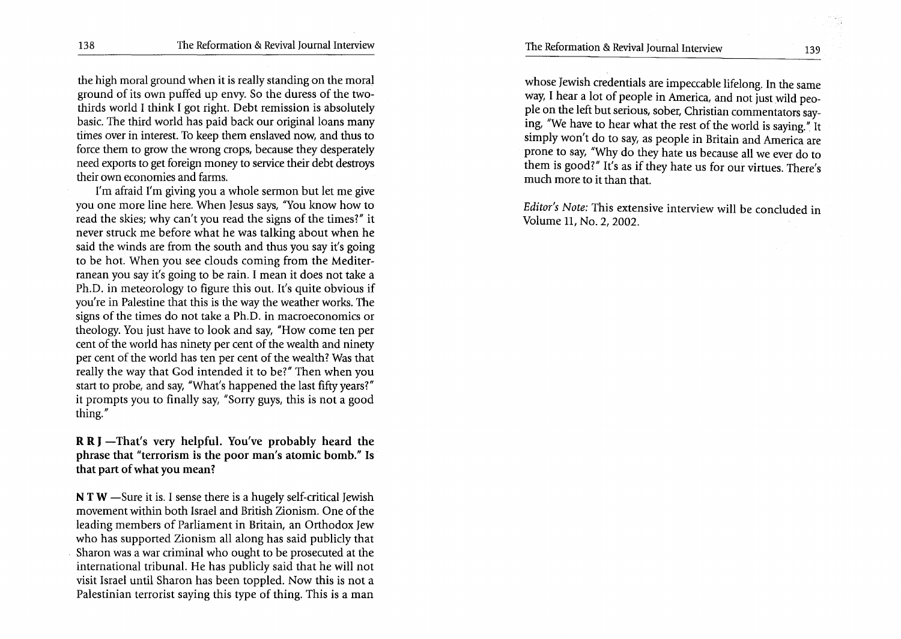the high moral ground when it is really standing on the moral ground of its own puffed up envy. So the duress of the two-thirds world I think I got right. Debt remission is absolutely basic. The third world has paid back our original loans many times over in interest. To keep them enslaved now, and thus to force them to grow the wrong crops, because they desperately need exports to get foreign money to service their debt destroys their own economies and farms.

I'm afraid I'm giving you a whole sermon but let me give you one more line here. When Jesus says, "You know how to read the skies; why can't you read the signs of the times?" it never struck me before what he was talking about when he said the winds are from the south and thus you say it's going to be hot. When you see clouds coming from the Mediterranean you say it's going to be rain. I mean it does not take a Ph.D. in meteorology to figure this out. It's quite obvious if you're in Palestine that this is the way the weather works. The signs of the times do not take a Ph.D. in macroeconomics or theology. You just have to look and say, "How come ten per cent of the world has ninety per cent of the wealth and ninety per cent of the world has ten per cent of the wealth? Was that really the way that God intended it to be?" Then when you start to probe, and say, "What's happened the last fifty years?" it prompts you to finally say, "Sorry guys, this is not a good thing."

**R R J —That's very helpful. You've probably heard the phrase that "terrorism is the poor man's atomic bomb." Is that part of what you mean?**

**N T W** —Sure it is. I sense there is a hugely self-critical Jewish movement within both Israel and British Zionism. One of the leading members of Parliament in Britain, an Orthodox Jew who has supported Zionism all along has said publicly that Sharon was a war criminal who ought to be prosecuted at the international tribunal. He has publicly said that he will not visit Israel until Sharon has been toppled. Now this is not a Palestinian terrorist saying this type of thing. This is a man whose Jewish credentials are impeccable lifelong. In the same way, I hear a lot of people in America, and not just wild people on the left but serious, sober, Christian commentators saying, "We have to hear what the rest of the world is saying." It simply won't do to say, as people in Britain and America are prone to say, "Why do they hate us because all we ever do to them is good?" It's as if they hate us for our virtues. There's much more to it than that.

*Editor's Note:* This extensive interview will be concluded in Volume 11, No. 2, 2002.